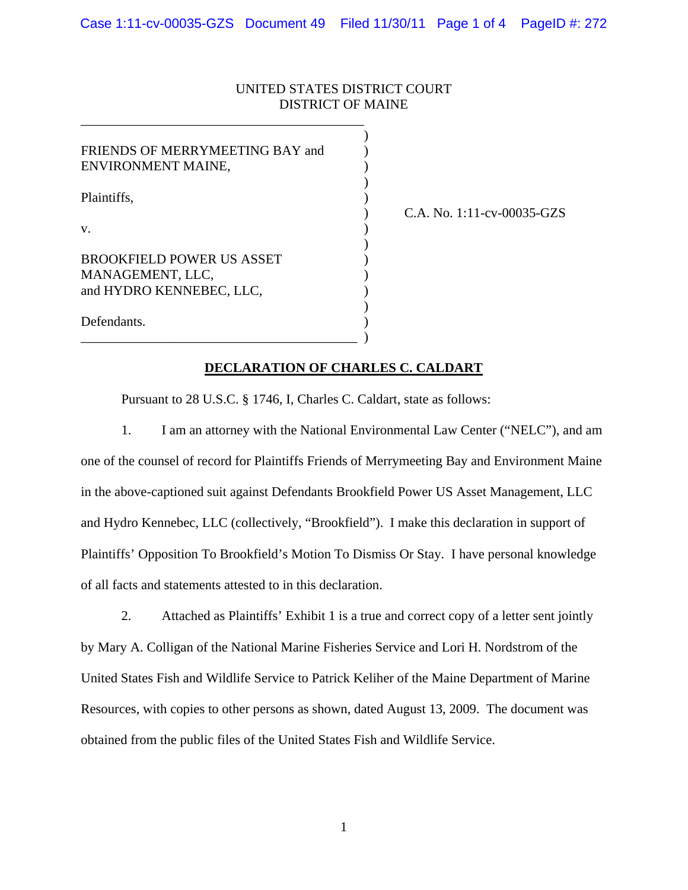UNITED STATES DISTRICT COURT
DISTRICT OF MAINE

FRIENDS OF MERRYMEETING BAY and ENVIRONMENT MAINE,

Plaintiffs,

v.

BROOKFIELD POWER US ASSET MANAGEMENT, LLC, and HYDRO KENNEBEC, LLC,

Defendants.

C.A. No. 1:11-cv-00035-GZS

## DECLARATION OF CHARLES C. CALDART

Pursuant to 28 U.S.C. § 1746, I, Charles C. Caldart, state as follows:

1. I am an attorney with the National Environmental Law Center ("NELC"), and am one of the counsel of record for Plaintiffs Friends of Merrymeeting Bay and Environment Maine in the above-captioned suit against Defendants Brookfield Power US Asset Management, LLC and Hydro Kennebec, LLC (collectively, "Brookfield"). I make this declaration in support of Plaintiffs' Opposition To Brookfield's Motion To Dismiss Or Stay. I have personal knowledge of all facts and statements attested to in this declaration.

2. Attached as Plaintiffs' Exhibit 1 is a true and correct copy of a letter sent jointly by Mary A. Colligan of the National Marine Fisheries Service and Lori H. Nordstrom of the United States Fish and Wildlife Service to Patrick Keliher of the Maine Department of Marine Resources, with copies to other persons as shown, dated August 13, 2009. The document was obtained from the public files of the United States Fish and Wildlife Service.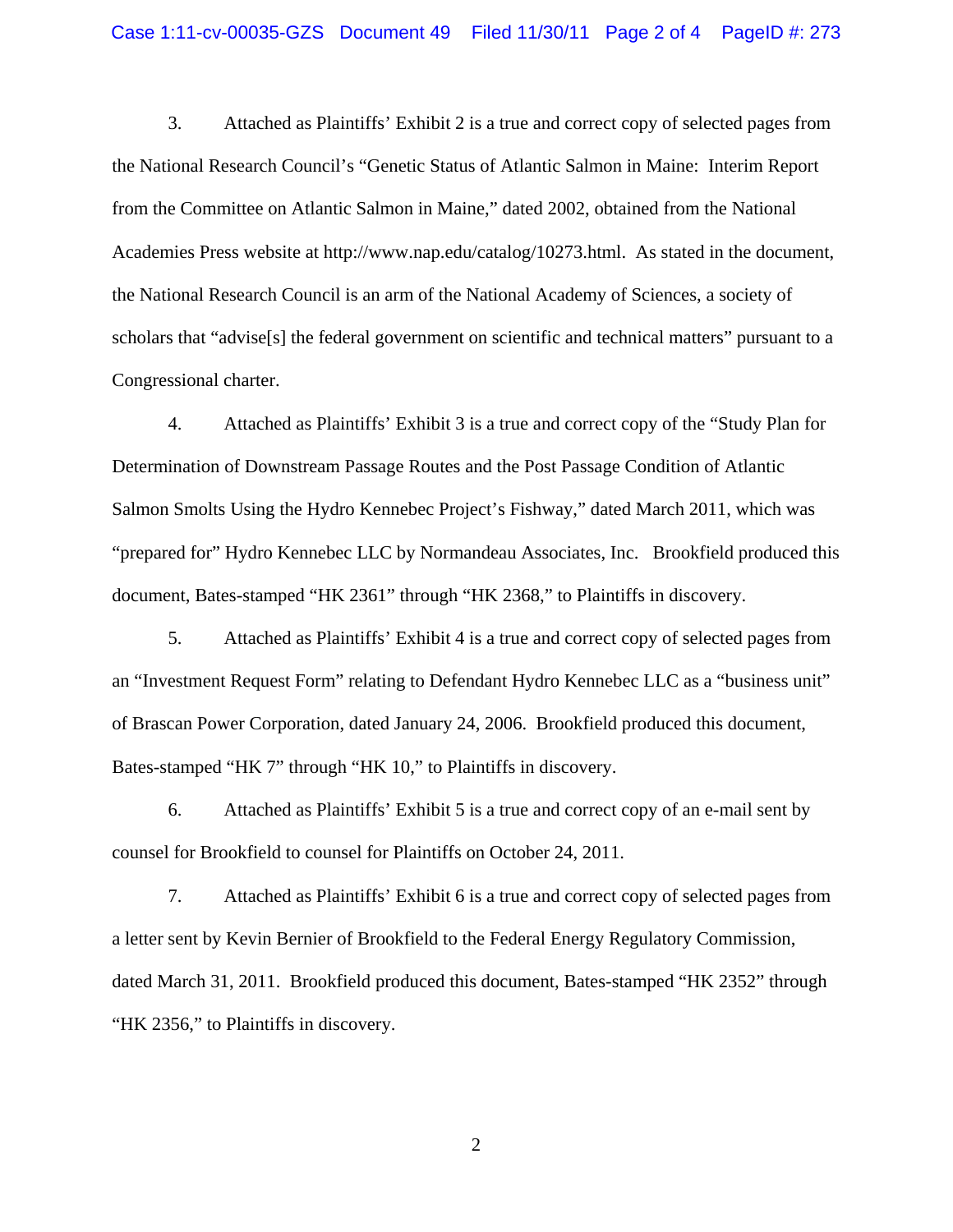3. Attached as Plaintiffs' Exhibit 2 is a true and correct copy of selected pages from the National Research Council's "Genetic Status of Atlantic Salmon in Maine: Interim Report from the Committee on Atlantic Salmon in Maine," dated 2002, obtained from the National Academies Press website at http://www.nap.edu/catalog/10273.html. As stated in the document, the National Research Council is an arm of the National Academy of Sciences, a society of scholars that "advise[s] the federal government on scientific and technical matters" pursuant to a Congressional charter.

4. Attached as Plaintiffs' Exhibit 3 is a true and correct copy of the "Study Plan for Determination of Downstream Passage Routes and the Post Passage Condition of Atlantic Salmon Smolts Using the Hydro Kennebec Project's Fishway," dated March 2011, which was "prepared for" Hydro Kennebec LLC by Normandeau Associates, Inc. Brookfield produced this document, Bates-stamped "HK 2361" through "HK 2368," to Plaintiffs in discovery.

5. Attached as Plaintiffs' Exhibit 4 is a true and correct copy of selected pages from an "Investment Request Form" relating to Defendant Hydro Kennebec LLC as a "business unit" of Brascan Power Corporation, dated January 24, 2006. Brookfield produced this document, Bates-stamped "HK 7" through "HK 10," to Plaintiffs in discovery.

6. Attached as Plaintiffs' Exhibit 5 is a true and correct copy of an e-mail sent by counsel for Brookfield to counsel for Plaintiffs on October 24, 2011.

7. Attached as Plaintiffs' Exhibit 6 is a true and correct copy of selected pages from a letter sent by Kevin Bernier of Brookfield to the Federal Energy Regulatory Commission, dated March 31, 2011. Brookfield produced this document, Bates-stamped "HK 2352" through "HK 2356," to Plaintiffs in discovery.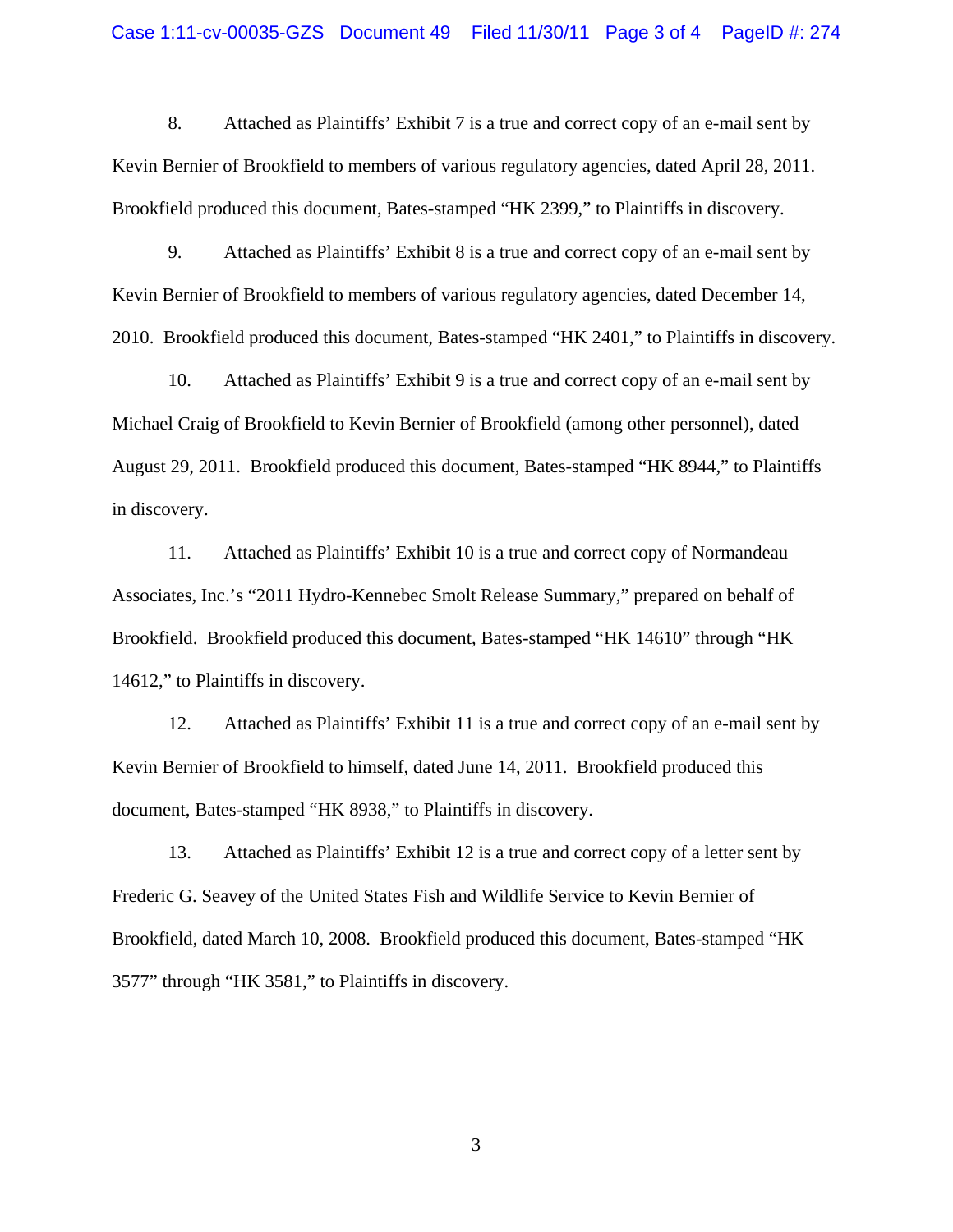8. Attached as Plaintiffs' Exhibit 7 is a true and correct copy of an e-mail sent by Kevin Bernier of Brookfield to members of various regulatory agencies, dated April 28, 2011. Brookfield produced this document, Bates-stamped "HK 2399," to Plaintiffs in discovery.

9. Attached as Plaintiffs' Exhibit 8 is a true and correct copy of an e-mail sent by Kevin Bernier of Brookfield to members of various regulatory agencies, dated December 14, 2010. Brookfield produced this document, Bates-stamped "HK 2401," to Plaintiffs in discovery.

10. Attached as Plaintiffs' Exhibit 9 is a true and correct copy of an e-mail sent by Michael Craig of Brookfield to Kevin Bernier of Brookfield (among other personnel), dated August 29, 2011. Brookfield produced this document, Bates-stamped "HK 8944," to Plaintiffs in discovery.

11. Attached as Plaintiffs' Exhibit 10 is a true and correct copy of Normandeau Associates, Inc.'s "2011 Hydro-Kennebec Smolt Release Summary," prepared on behalf of Brookfield. Brookfield produced this document, Bates-stamped "HK 14610" through "HK 14612," to Plaintiffs in discovery.

12. Attached as Plaintiffs' Exhibit 11 is a true and correct copy of an e-mail sent by Kevin Bernier of Brookfield to himself, dated June 14, 2011. Brookfield produced this document, Bates-stamped "HK 8938," to Plaintiffs in discovery.

13. Attached as Plaintiffs' Exhibit 12 is a true and correct copy of a letter sent by Frederic G. Seavey of the United States Fish and Wildlife Service to Kevin Bernier of Brookfield, dated March 10, 2008. Brookfield produced this document, Bates-stamped "HK 3577" through "HK 3581," to Plaintiffs in discovery.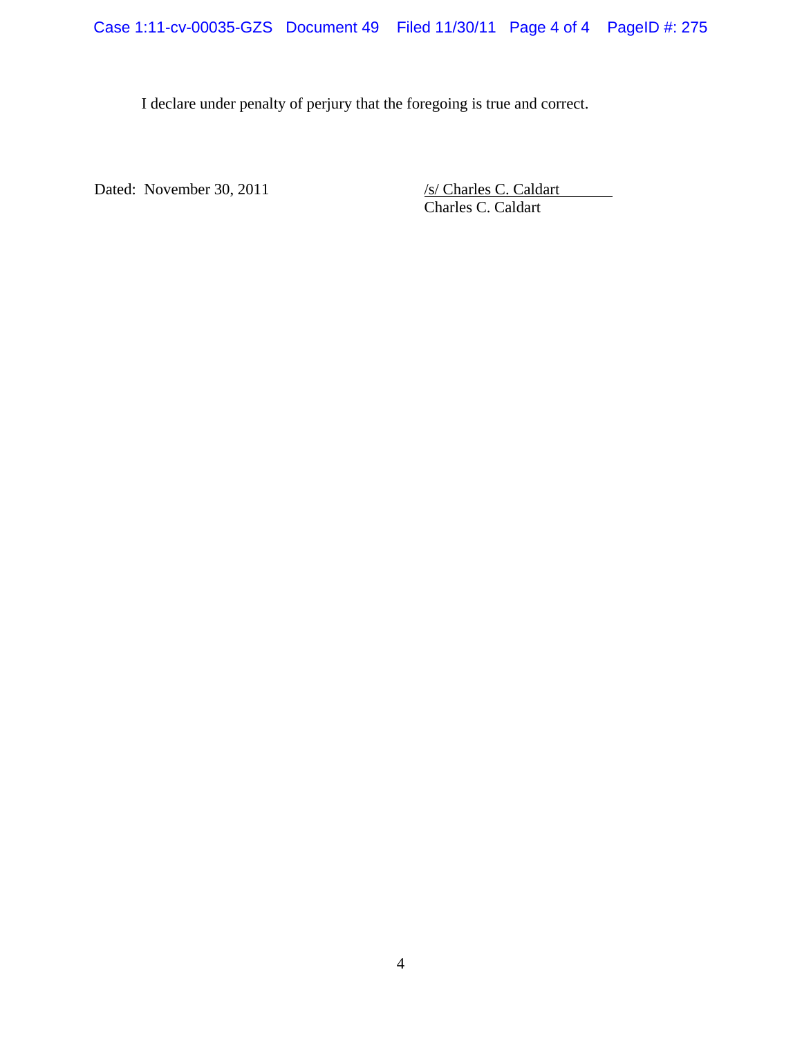I declare under penalty of perjury that the foregoing is true and correct.

Dated: November 30, 2011

/s/ Charles C. Caldart
Charles C. Caldart